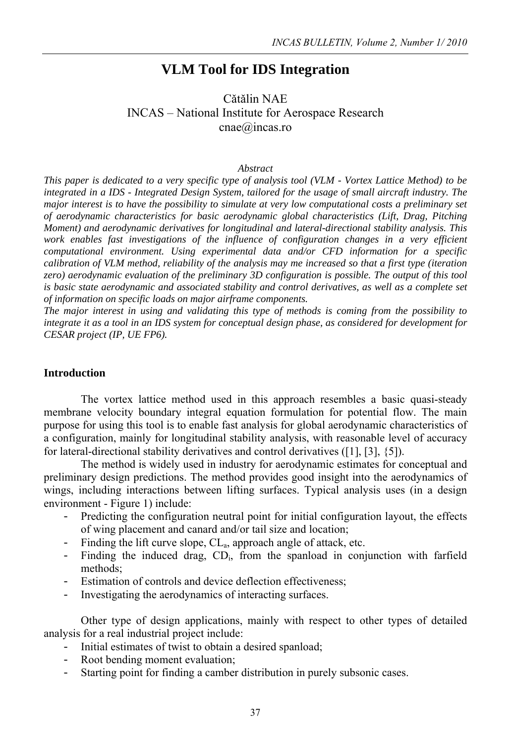# VLM Tool for IDS Integration

Cătălin NAE
INCAS – National Institute for Aerospace Research
cnae@incas.ro

*Abstract*

*This paper is dedicated to a very specific type of analysis tool (VLM - Vortex Lattice Method) to be integrated in a IDS - Integrated Design System, tailored for the usage of small aircraft industry. The major interest is to have the possibility to simulate at very low computational costs a preliminary set of aerodynamic characteristics for basic aerodynamic global characteristics (Lift, Drag, Pitching Moment) and aerodynamic derivatives for longitudinal and lateral-directional stability analysis. This work enables fast investigations of the influence of configuration changes in a very efficient computational environment. Using experimental data and/or CFD information for a specific calibration of VLM method, reliability of the analysis may me increased so that a first type (iteration zero) aerodynamic evaluation of the preliminary 3D configuration is possible. The output of this tool is basic state aerodynamic and associated stability and control derivatives, as well as a complete set of information on specific loads on major airframe components.*

*The major interest in using and validating this type of methods is coming from the possibility to integrate it as a tool in an IDS system for conceptual design phase, as considered for development for CESAR project (IP, UE FP6).*

## Introduction

The vortex lattice method used in this approach resembles a basic quasi-steady membrane velocity boundary integral equation formulation for potential flow. The main purpose for using this tool is to enable fast analysis for global aerodynamic characteristics of a configuration, mainly for longitudinal stability analysis, with reasonable level of accuracy for lateral-directional stability derivatives and control derivatives ([1], [3], {5]).

The method is widely used in industry for aerodynamic estimates for conceptual and preliminary design predictions. The method provides good insight into the aerodynamics of wings, including interactions between lifting surfaces. Typical analysis uses (in a design environment - Figure 1) include:

- Predicting the configuration neutral point for initial configuration layout, the effects of wing placement and canard and/or tail size and location;
- Finding the lift curve slope, $CL_a$, approach angle of attack, etc.
- Finding the induced drag, $CD_i$, from the spanload in conjunction with farfield methods;
- Estimation of controls and device deflection effectiveness;
- Investigating the aerodynamics of interacting surfaces.

Other type of design applications, mainly with respect to other types of detailed analysis for a real industrial project include:

- Initial estimates of twist to obtain a desired spanload;
- Root bending moment evaluation;
- Starting point for finding a camber distribution in purely subsonic cases.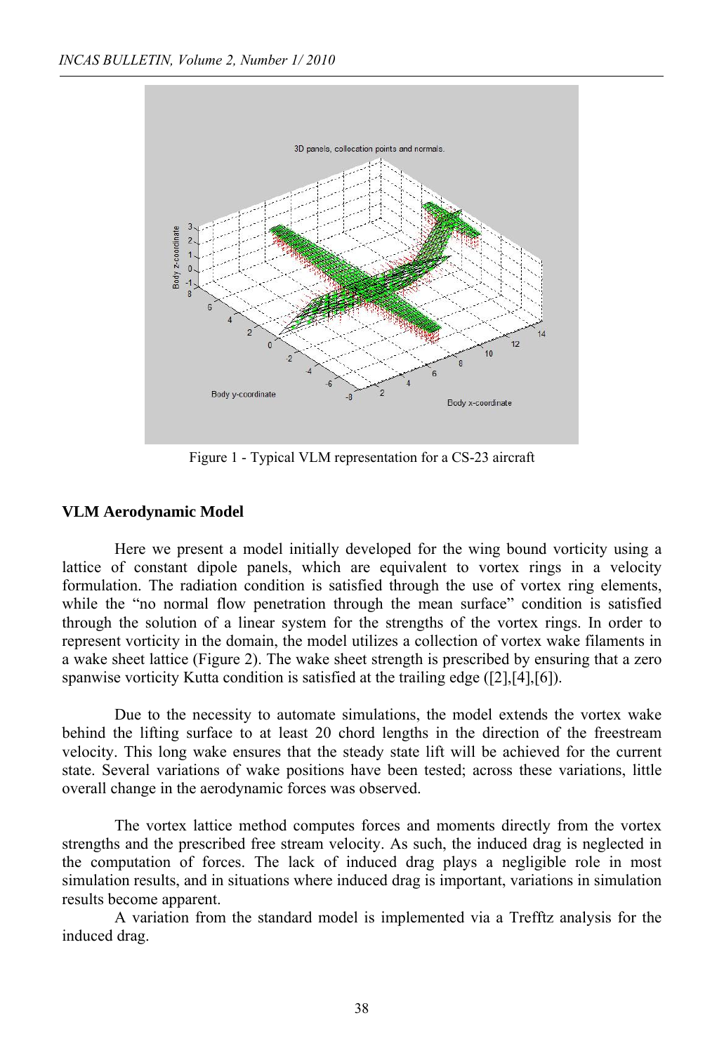Figure 1 - Typical VLM representation for a CS-23 aircraft

## VLM Aerodynamic Model

Here we present a model initially developed for the wing bound vorticity using a lattice of constant dipole panels, which are equivalent to vortex rings in a velocity formulation. The radiation condition is satisfied through the use of vortex ring elements, while the "no normal flow penetration through the mean surface" condition is satisfied through the solution of a linear system for the strengths of the vortex rings. In order to represent vorticity in the domain, the model utilizes a collection of vortex wake filaments in a wake sheet lattice (Figure 2). The wake sheet strength is prescribed by ensuring that a zero spanwise vorticity Kutta condition is satisfied at the trailing edge ([2],[4],[6]).

Due to the necessity to automate simulations, the model extends the vortex wake behind the lifting surface to at least 20 chord lengths in the direction of the freestream velocity. This long wake ensures that the steady state lift will be achieved for the current state. Several variations of wake positions have been tested; across these variations, little overall change in the aerodynamic forces was observed.

The vortex lattice method computes forces and moments directly from the vortex strengths and the prescribed free stream velocity. As such, the induced drag is neglected in the computation of forces. The lack of induced drag plays a negligible role in most simulation results, and in situations where induced drag is important, variations in simulation results become apparent.

A variation from the standard model is implemented via a Trefftz analysis for the induced drag.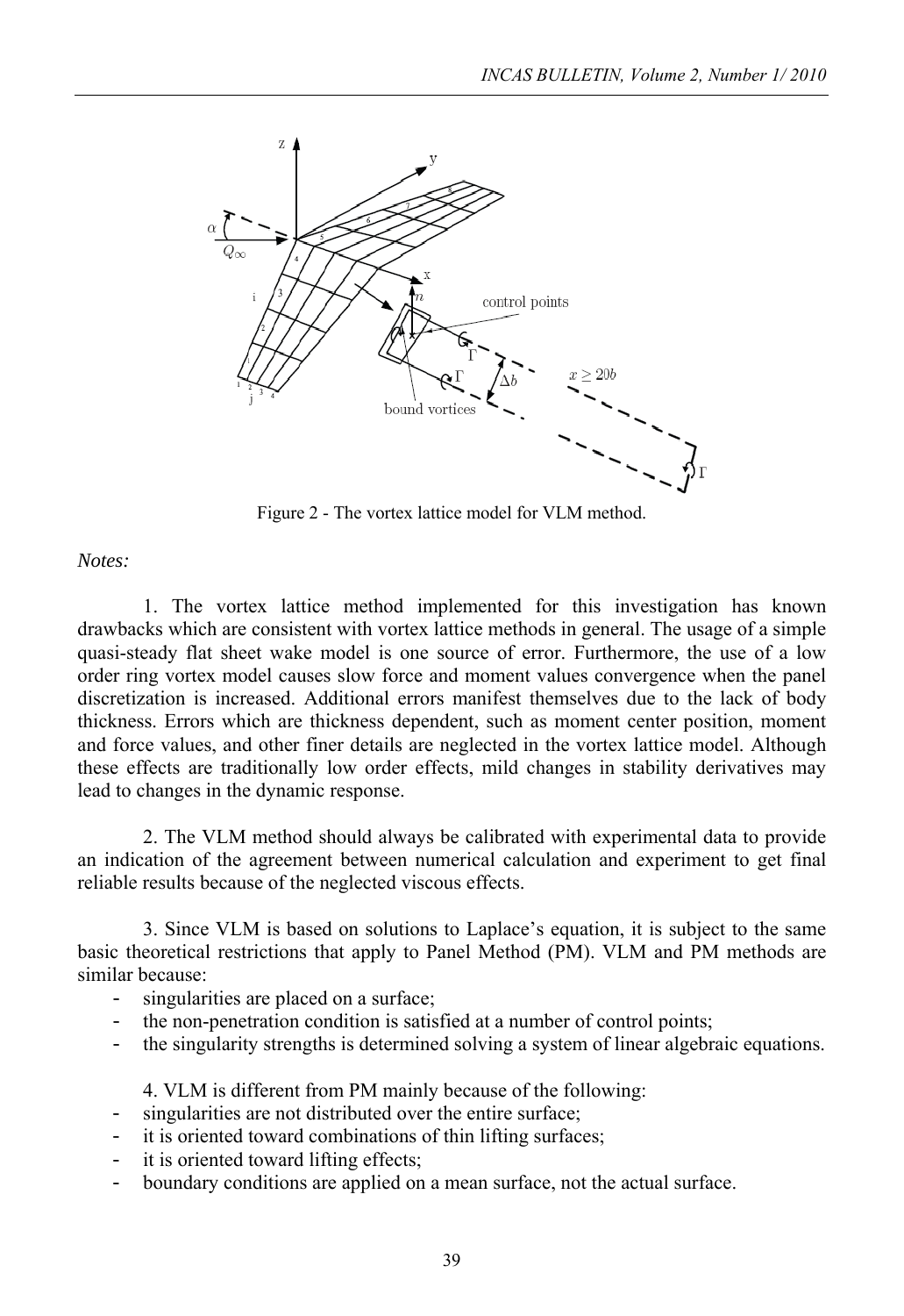Figure 2 - The vortex lattice model for VLM method.

*Notes:*

1. The vortex lattice method implemented for this investigation has known drawbacks which are consistent with vortex lattice methods in general. The usage of a simple quasi-steady flat sheet wake model is one source of error. Furthermore, the use of a low order ring vortex model causes slow force and moment values convergence when the panel discretization is increased. Additional errors manifest themselves due to the lack of body thickness. Errors which are thickness dependent, such as moment center position, moment and force values, and other finer details are neglected in the vortex lattice model. Although these effects are traditionally low order effects, mild changes in stability derivatives may lead to changes in the dynamic response.

2. The VLM method should always be calibrated with experimental data to provide an indication of the agreement between numerical calculation and experiment to get final reliable results because of the neglected viscous effects.

3. Since VLM is based on solutions to Laplace's equation, it is subject to the same basic theoretical restrictions that apply to Panel Method (PM). VLM and PM methods are similar because:

- singularities are placed on a surface;
- the non-penetration condition is satisfied at a number of control points;
- the singularity strengths is determined solving a system of linear algebraic equations.

4. VLM is different from PM mainly because of the following:

- singularities are not distributed over the entire surface;
- it is oriented toward combinations of thin lifting surfaces;
- it is oriented toward lifting effects;
- boundary conditions are applied on a mean surface, not the actual surface.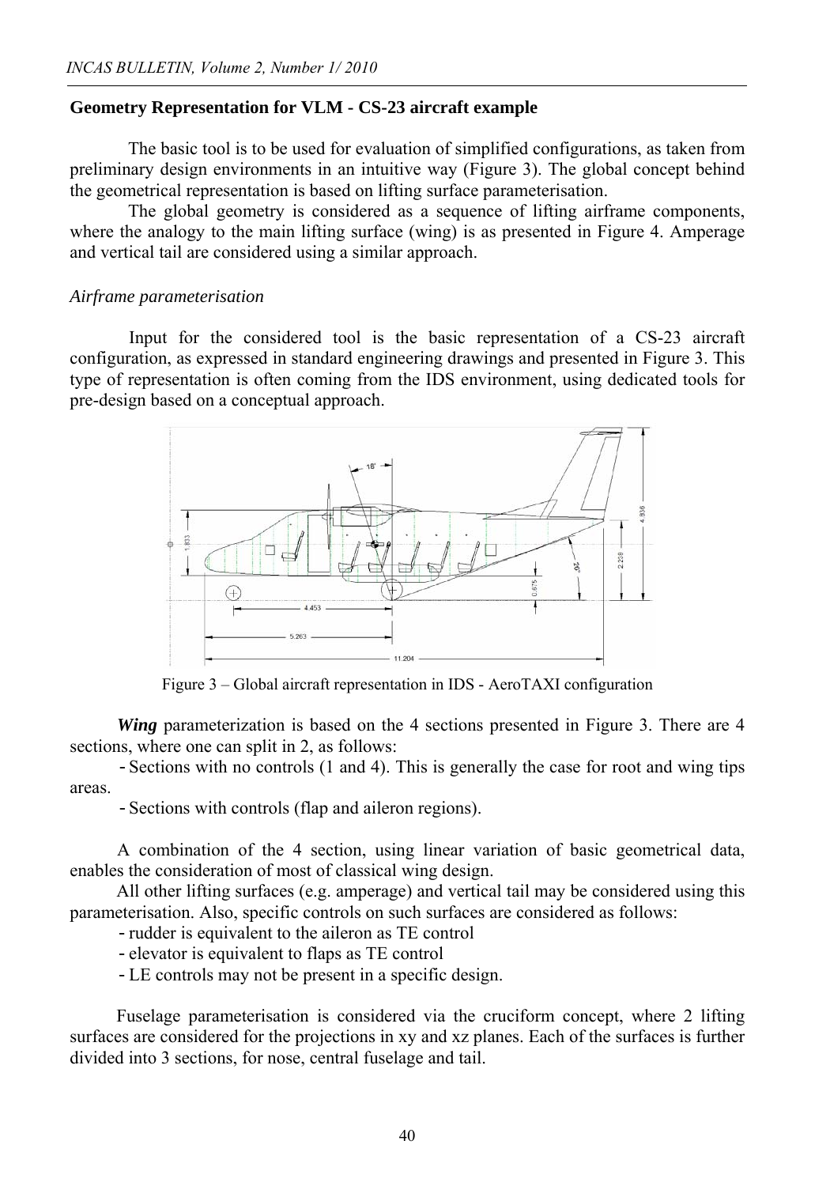**Geometry Representation for VLM - CS-23 aircraft example**

The basic tool is to be used for evaluation of simplified configurations, as taken from preliminary design environments in an intuitive way (Figure 3). The global concept behind the geometrical representation is based on lifting surface parameterisation.

The global geometry is considered as a sequence of lifting airframe components, where the analogy to the main lifting surface (wing) is as presented in Figure 4. Amperage and vertical tail are considered using a similar approach.

*Airframe parameterisation*

Input for the considered tool is the basic representation of a CS-23 aircraft configuration, as expressed in standard engineering drawings and presented in Figure 3. This type of representation is often coming from the IDS environment, using dedicated tools for pre-design based on a conceptual approach.

Figure 3 – Global aircraft representation in IDS - AeroTAXI configuration

***Wing*** parameterization is based on the 4 sections presented in Figure 3. There are 4 sections, where one can split in 2, as follows:

- Sections with no controls (1 and 4). This is generally the case for root and wing tips areas.
- Sections with controls (flap and aileron regions).

A combination of the 4 section, using linear variation of basic geometrical data, enables the consideration of most of classical wing design.

All other lifting surfaces (e.g. amperage) and vertical tail may be considered using this parameterisation. Also, specific controls on such surfaces are considered as follows:

- rudder is equivalent to the aileron as TE control
- elevator is equivalent to flaps as TE control
- LE controls may not be present in a specific design.

Fuselage parameterisation is considered via the cruciform concept, where 2 lifting surfaces are considered for the projections in xy and xz planes. Each of the surfaces is further divided into 3 sections, for nose, central fuselage and tail.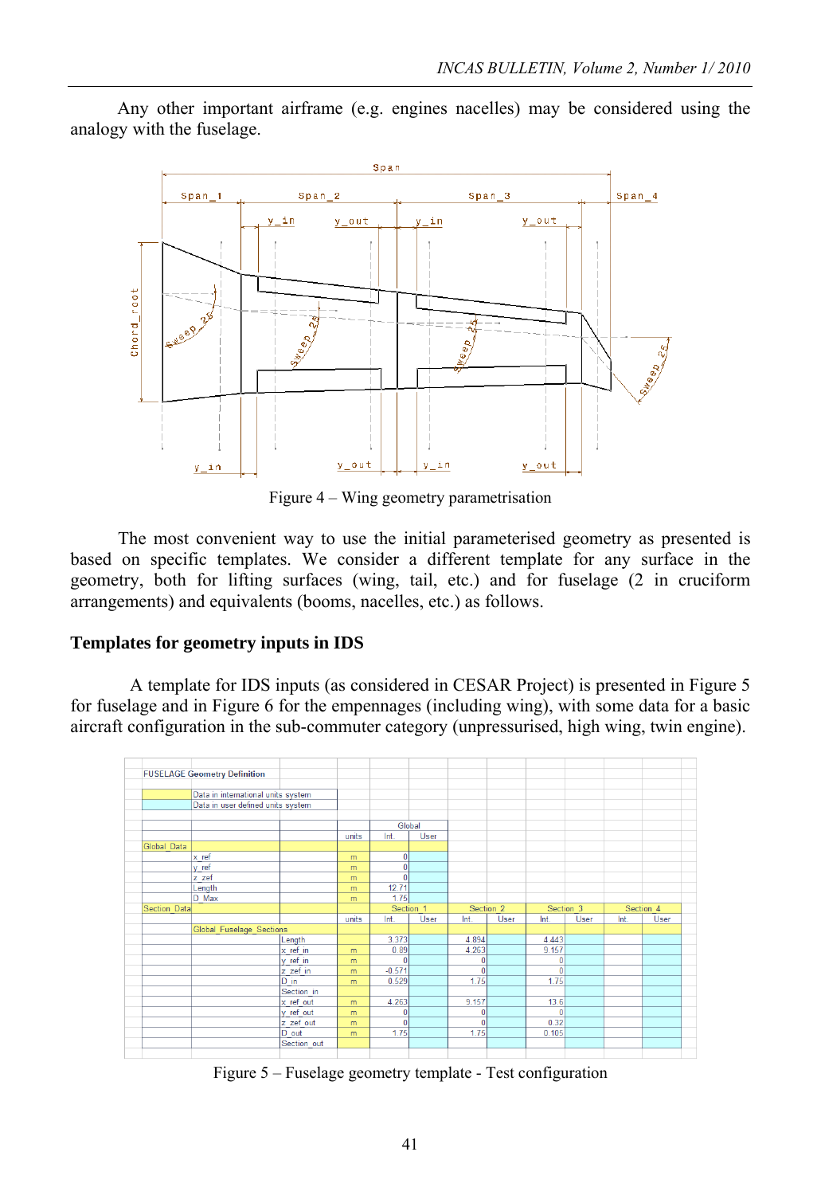Any other important airframe (e.g. engines nacelles) may be considered using the analogy with the fuselage.

Figure 4 – Wing geometry parametrisation

The most convenient way to use the initial parameterised geometry as presented is based on specific templates. We consider a different template for any surface in the geometry, both for lifting surfaces (wing, tail, etc.) and for fuselage (2 in cruciform arrangements) and equivalents (booms, nacelles, etc.) as follows.

**Templates for geometry inputs in IDS**

A template for IDS inputs (as considered in CESAR Project) is presented in Figure 5 for fuselage and in Figure 6 for the empennages (including wing), with some data for a basic aircraft configuration in the sub-commuter category (unpressurised, high wing, twin engine).

FUSELAGE Geometry Definition

Data in international units system
Data in user defined units system

| | | | | Global | | | | | | | | | |
|---|---|---|---|---|---|---|---|---|---|---|---|---|---|
| | | | units | Int. | User | | | | | | | | |
| Global_Data | | | | | | | | | | | | | |
| | x_ref | | m | 0 | | | | | | | | | |
| | y_ref | | m | 0 | | | | | | | | | |
| | z_zef | | m | 0 | | | | | | | | | |
| | Length | | m | 12.71 | | | | | | | | | |
| | D_Max | | m | 1.75 | | | | | | | | | |
| Section_Data | | | | Section 1 | | Section 2 | | Section 3 | | Section 4 | | | |
| | | | units | Int. | User | Int. | User | Int. | User | Int. | User | | |
| | Global_Fuselage_Sections | | | | | | | | | | | | |
| | | Length | | 3.373 | | 4.894 | | 4.443 | | | | | |
| | | x_ref_in | m | 0.89 | | 4.263 | | 9.157 | | | | | |
| | | y_ref_in | m | 0 | | 0 | | 0 | | | | | |
| | | z_zef_in | m | -0.571 | | 0 | | 0 | | | | | |
| | | D_in | m | 0.529 | | 1.75 | | 1.75 | | | | | |
| | | Section_in | | | | | | | | | | | |
| | | x_ref_out | m | 4.263 | | 9.157 | | 13.6 | | | | | |
| | | y_ref_out | m | 0 | | 0 | | 0 | | | | | |
| | | z_zef_out | m | 0 | | 0 | | 0.32 | | | | | |
| | | D_out | m | 1.75 | | 1.75 | | 0.105 | | | | | |
| | | Section_out | | | | | | | | | | | |

Figure 5 – Fuselage geometry template - Test configuration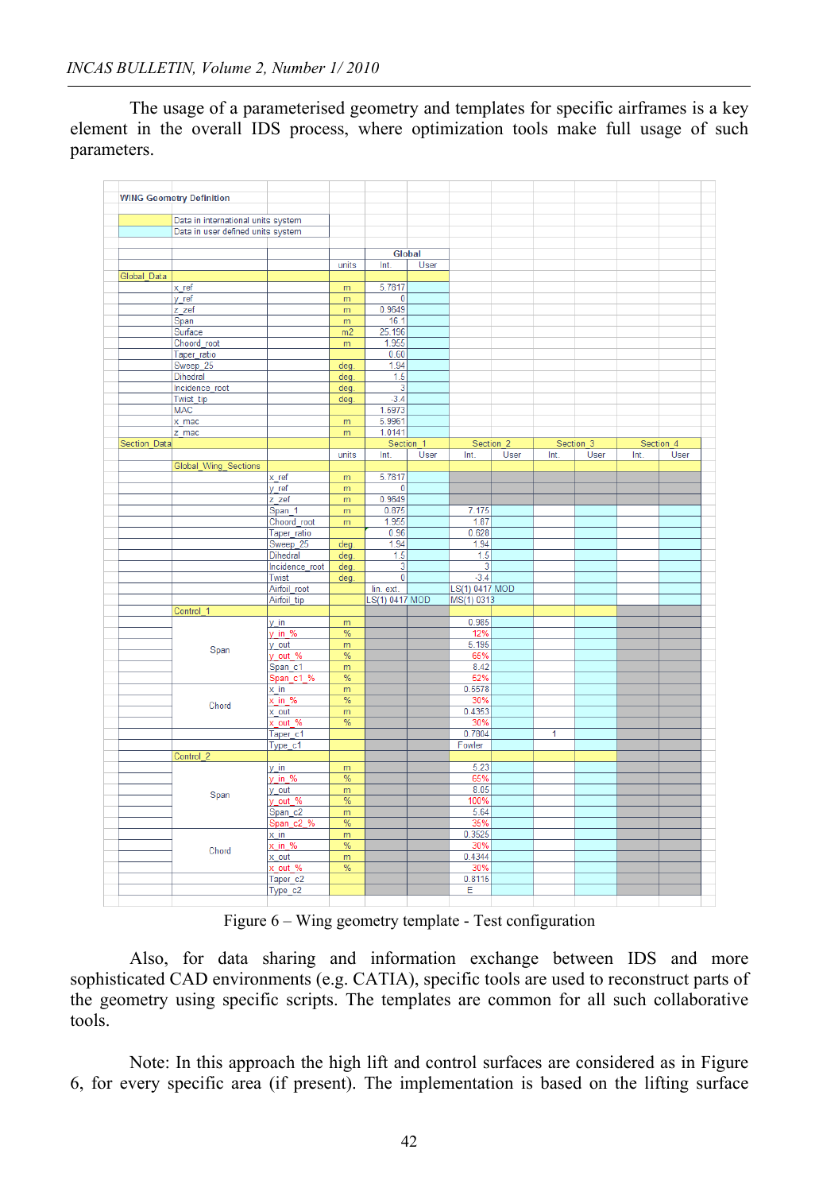The usage of a parameterised geometry and templates for specific airframes is a key element in the overall IDS process, where optimization tools make full usage of such parameters.

**WING Geometry Definition**

| | |
|---|---|
| (yellow) | Data in international units system |
| (cyan) | Data in user defined units system |

| | | | units | Global Int. | Global User | | | | | | |
|---|---|---|---|---|---|---|---|---|---|---|---|
| Global_Data | | | | | | | | | | | |
| | x_ref | | m | 5.7817 | | | | | | | |
| | y_ref | | m | 0 | | | | | | | |
| | z_zef | | m | 0.9649 | | | | | | | |
| | Span | | m | 16.1 | | | | | | | |
| | Surface | | m2 | 25.196 | | | | | | | |
| | Choord_root | | m | 1.955 | | | | | | | |
| | Taper_ratio | | | 0.60 | | | | | | | |
| | Sweep_25 | | deg. | 1.94 | | | | | | | |
| | Dihedral | | deg. | 1.5 | | | | | | | |
| | Incidence_root | | deg. | 3 | | | | | | | |
| | Twist_tip | | deg. | -3.4 | | | | | | | |
| | MAC | | | 1.5973 | | | | | | | |
| | x_mac | | m | 5.9961 | | | | | | | |
| | z_mac | | m | 1.0141 | | | | | | | |
| Section_Data | | | | Section 1 | | Section 2 | | Section 3 | | Section 4 | |
| | | | units | Int. | User | Int. | User | Int. | User | Int. | User |
| | Global_Wing_Sections | | | | | | | | | | |
| | | x_ref | m | 5.7817 | | | | | | | |
| | | y_ref | m | 0 | | | | | | | |
| | | z_zef | m | 0.9649 | | | | | | | |
| | | Span_1 | m | 0.875 | | 7.175 | | | | | |
| | | Choord_root | m | 1.955 | | 1.87 | | | | | |
| | | Taper_ratio | | 0.96 | | 0.628 | | | | | |
| | | Sweep_25 | deg. | 1.94 | | 1.94 | | | | | |
| | | Dihedral | deg. | 1.5 | | 1.5 | | | | | |
| | | Incidence_root | deg. | 3 | | 3 | | | | | |
| | | Twist | deg. | 0 | | -3.4 | | | | | |
| | | Airfoil_root | | lin. ext. | | LS(1) 0417 MOD | | | | | |
| | | Airfoil_tip | | LS(1) 0417 MOD | | MS(1) 0313 | | | | | |
| | Control_1 | | | | | | | | | | |
| | Span | y_in | m | | | 0.985 | | | | | |
| | | y_in_% | % | | | 12% | | | | | |
| | | y_out | m | | | 5.195 | | | | | |
| | | y_out_% | % | | | 65% | | | | | |
| | | Span_c1 | m | | | 8.42 | | | | | |
| | | Span_c1_% | % | | | 52% | | | | | |
| | Chord | x_in | m | | | 0.5578 | | | | | |
| | | x_in_% | % | | | 30% | | | | | |
| | | x_out | m | | | 0.4353 | | | | | |
| | | x_out_% | % | | | 30% | | | | | |
| | | Taper_c1 | | | | 0.7804 | | 1 | | | |
| | | Type_c1 | | | | Fowler | | | | | |
| | Control_2 | | | | | | | | | | |
| | Span | y_in | m | | | 5.23 | | | | | |
| | | y_in_% | % | | | 65% | | | | | |
| | | y_out | m | | | 8.05 | | | | | |
| | | y_out_% | % | | | 100% | | | | | |
| | | Span_c2 | m | | | 5.64 | | | | | |
| | | Span_c2_% | % | | | 35% | | | | | |
| | Chord | x_in | m | | | 0.3525 | | | | | |
| | | x_in_% | % | | | 30% | | | | | |
| | | x_out | m | | | 0.4344 | | | | | |
| | | x_out_% | % | | | 30% | | | | | |
| | | Taper_c2 | | | | 0.8116 | | | | | |
| | | Type_c2 | | | | E | | | | | |

Figure 6 – Wing geometry template - Test configuration

Also, for data sharing and information exchange between IDS and more sophisticated CAD environments (e.g. CATIA), specific tools are used to reconstruct parts of the geometry using specific scripts. The templates are common for all such collaborative tools.

Note: In this approach the high lift and control surfaces are considered as in Figure 6, for every specific area (if present). The implementation is based on the lifting surface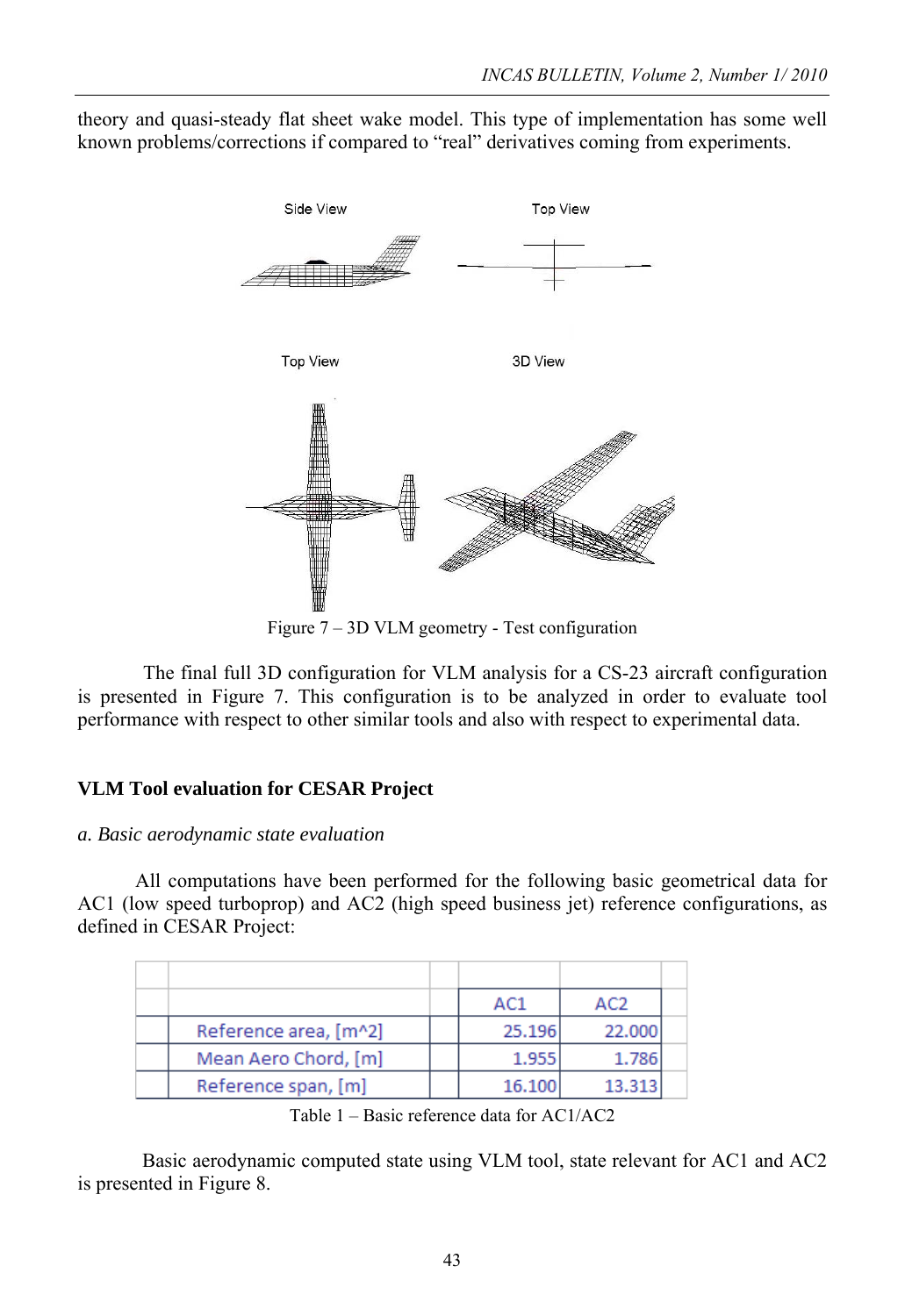theory and quasi-steady flat sheet wake model. This type of implementation has some well known problems/corrections if compared to "real" derivatives coming from experiments.

Figure 7 – 3D VLM geometry - Test configuration

The final full 3D configuration for VLM analysis for a CS-23 aircraft configuration is presented in Figure 7. This configuration is to be analyzed in order to evaluate tool performance with respect to other similar tools and also with respect to experimental data.

## VLM Tool evaluation for CESAR Project

### *a. Basic aerodynamic state evaluation*

All computations have been performed for the following basic geometrical data for AC1 (low speed turboprop) and AC2 (high speed business jet) reference configurations, as defined in CESAR Project:

| | AC1 | AC2 |
|---|---|---|
| Reference area, [m^2] | 25.196 | 22.000 |
| Mean Aero Chord, [m] | 1.955 | 1.786 |
| Reference span, [m] | 16.100 | 13.313 |

Table 1 – Basic reference data for AC1/AC2

Basic aerodynamic computed state using VLM tool, state relevant for AC1 and AC2 is presented in Figure 8.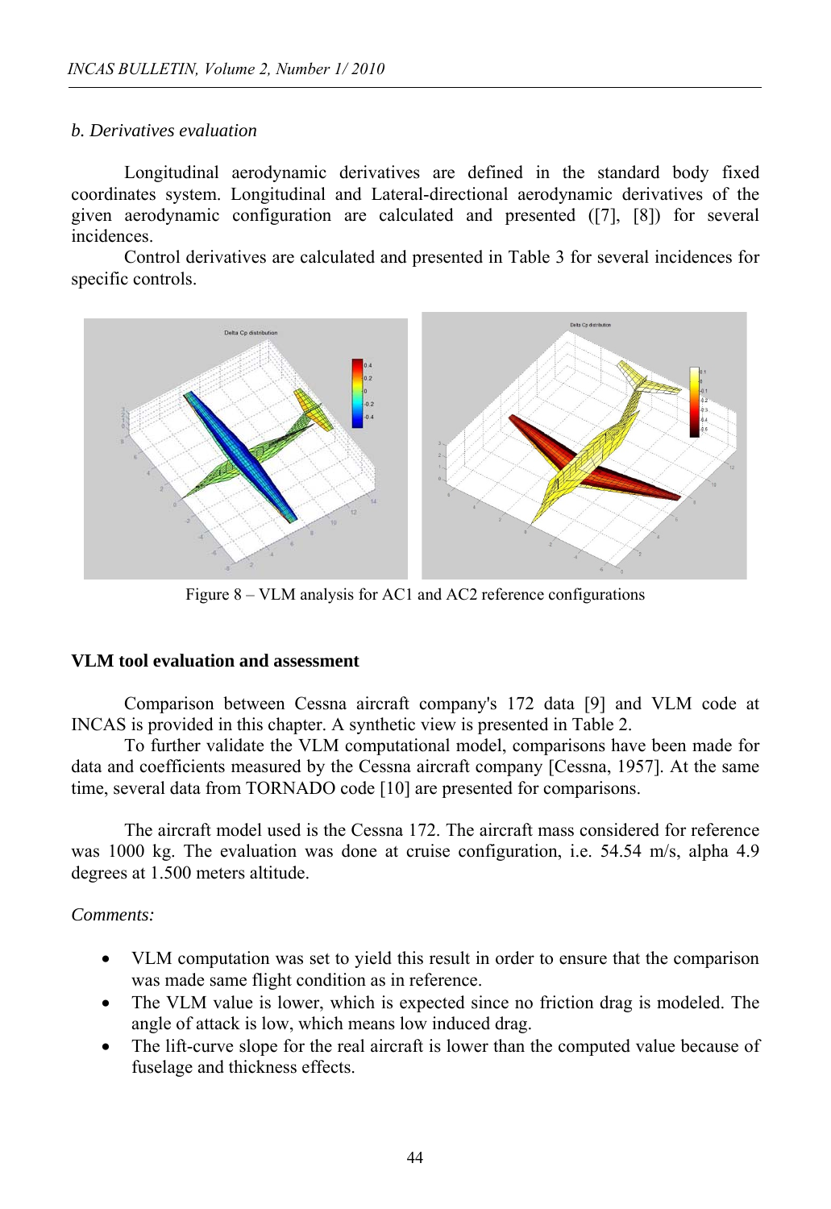*b. Derivatives evaluation*

Longitudinal aerodynamic derivatives are defined in the standard body fixed coordinates system. Longitudinal and Lateral-directional aerodynamic derivatives of the given aerodynamic configuration are calculated and presented ([7], [8]) for several incidences.

Control derivatives are calculated and presented in Table 3 for several incidences for specific controls.

Figure 8 – VLM analysis for AC1 and AC2 reference configurations

**VLM tool evaluation and assessment**

Comparison between Cessna aircraft company's 172 data [9] and VLM code at INCAS is provided in this chapter. A synthetic view is presented in Table 2.

To further validate the VLM computational model, comparisons have been made for data and coefficients measured by the Cessna aircraft company [Cessna, 1957]. At the same time, several data from TORNADO code [10] are presented for comparisons.

The aircraft model used is the Cessna 172. The aircraft mass considered for reference was 1000 kg. The evaluation was done at cruise configuration, i.e. 54.54 m/s, alpha 4.9 degrees at 1.500 meters altitude.

*Comments:*

- VLM computation was set to yield this result in order to ensure that the comparison was made same flight condition as in reference.
- The VLM value is lower, which is expected since no friction drag is modeled. The angle of attack is low, which means low induced drag.
- The lift-curve slope for the real aircraft is lower than the computed value because of fuselage and thickness effects.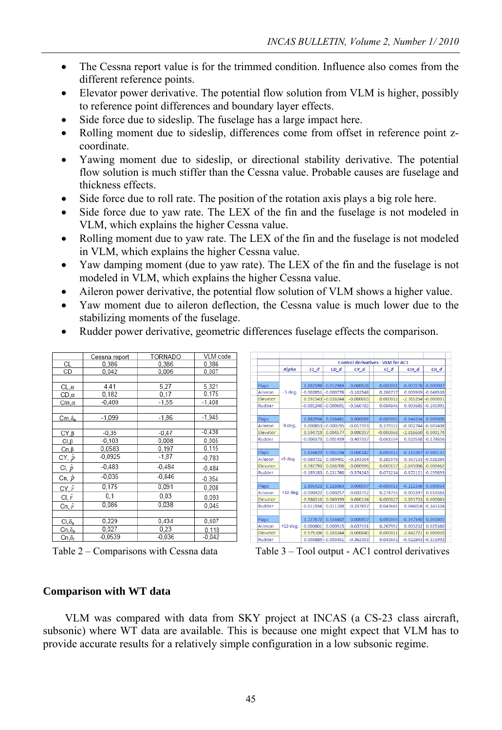- The Cessna report value is for the trimmed condition. Influence also comes from the different reference points.
- Elevator power derivative. The potential flow solution from VLM is higher, possibly to reference point differences and boundary layer effects.
- Side force due to sideslip. The fuselage has a large impact here.
- Rolling moment due to sideslip, differences come from offset in reference point z-coordinate.
- Yawing moment due to sideslip, or directional stability derivative. The potential flow solution is much stiffer than the Cessna value. Probable causes are fuselage and thickness effects.
- Side force due to roll rate. The position of the rotation axis plays a big role here.
- Side force due to yaw rate. The LEX of the fin and the fuselage is not modeled in VLM, which explains the higher Cessna value.
- Rolling moment due to yaw rate. The LEX of the fin and the fuselage is not modeled in VLM, which explains the higher Cessna value.
- Yaw damping moment (due to yaw rate). The LEX of the fin and the fuselage is not modeled in VLM, which explains the higher Cessna value.
- Aileron power derivative, the potential flow solution of VLM shows a higher value.
- Yaw moment due to aileron deflection, the Cessna value is much lower due to the stabilizing moments of the fuselage.
- Rudder power derivative, geometric differences fuselage effects the comparison.

| | Cessna report | TORNADO | VLM code |
|---|---|---|---|
| CL | 0,386 | 0,386 | 0,386 |
| CD | 0,042 | 0,006 | 0,007 |
| | | | |
| $C_{L,\alpha}$ | 4,41 | 5,27 | 5,321 |
| $C_{D,\alpha}$ | 0,182 | 0,17 | 0,175 |
| $C_{m,\alpha}$ | -0,409 | -1,55 | -1,408 |
| | | | |
| $C_{m,\delta_e}$ | -1,099 | -1,86 | -1,945 |
| | | | |
| $C_{Y,\beta}$ | -0,35 | -0,47 | -0,438 |
| $C_{l,\beta}$ | -0,103 | 0,008 | 0,005 |
| $C_{n,\beta}$ | 0,0583 | 0,197 | 0,115 |
| $C_{Y,\hat{p}}$ | -0,0925 | -1,87 | -0,783 |
| $C_{l,\hat{p}}$ | -0,483 | -0,484 | -0,484 |
| $C_{n,\hat{p}}$ | -0,035 | -0,846 | -0,354 |
| $C_{Y,\hat{r}}$ | 0,175 | 0,091 | 0,208 |
| $C_{l,\hat{r}}$ | 0,1 | 0,03 | 0,093 |
| $C_{n,\hat{r}}$ | 0,086 | 0,038 | 0,045 |
| | | | |
| $C_{l,\delta_a}$ | 0,229 | 0,434 | 0,407 |
| $C_{n,\delta_a}$ | 0,027 | 0,23 | 0,118 |
| $C_{n,\delta_r}$ | -0,0539 | -0,036 | -0,042 |

Table 2 – Comparisons with Cessna data

| Control derivatives - VLM for AC1 | | | | | | | |
|---|---|---|---|---|---|---|---|
| | Alpha | CL_d | CD_d | CY_d | Cl_d | Cm_d | Cn_d |
| Flaps | -5 deg. | 1.882598 | -0.012984 | -0.000028 | -0.000001 | -0.007278 | -0.000007 |
| Aileron | | -0.002851 | -0.000776 | -0.102548 | 0.288737 | 0.009939 | -0.046538 |
| Elevator | | 0.591543 | -0.026244 | -0.000065 | 0.000012 | -2.765254 | -0.000031 |
| Rudder | | -0.001240 | -0.000691 | -0.560785 | 0.084846 | 0.003685 | -0.245091 |
| Flaps | 0 deg. | 1.862594 | 0.036481 | 0.000066 | -0.000002 | -0.044334 | 0.000005 |
| Aileron | | 0.000853 | -0.000195 | -0.017393 | 0.279352 | -0.002744 | -0.001408 |
| Elevator | | 0.594719 | 0.004577 | 0.000397 | -0.000068 | -2.816650 | 0.000174 |
| Rudder | | -0.006378 | 0.001439 | -0.407337 | 0.061334 | 0.020538 | -0.179656 |
| Flaps | +5 deg. | 1.836829 | 0.083194 | -0.000242 | 0.000013 | -0.110267 | -0.000131 |
| Aileron | | -0.080721 | 0.089401 | -0.103364 | 0.285976 | 0.367133 | -0.028284 |
| Elevator | | 0.592798 | 0.036708 | -0.000996 | 0.000157 | -2.845086 | -0.000462 |
| Rudder | | -0.189183 | 0.231760 | -0.574243 | 0.073214 | 0.872121 | -0.255859 |
| Flaps | +10 deg. | 1.805423 | 0.126063 | 0.000097 | -0.000013 | -0.212336 | 0.000034 |
| Aileron | | -0.000422 | 0.000257 | -0.033752 | 0.274733 | 0.001397 | 0.014583 |
| Elevator | | 0.586310 | 0.069399 | 0.000134 | -0.000027 | -2.853733 | 0.000063 |
| Rudder | | -0.011556 | 0.011108 | -0.337857 | 0.043665 | 0.046016 | -0.143324 |
| Flaps | +15 deg. | 1.727872 | 0.156602 | 0.000007 | 0.000003 | -0.147340 | 0.000001 |
| Aileron | | -0.000801 | 0.000915 | -0.037191 | 0.267952 | 0.003232 | 0.025360 |
| Elevator | | 0.575106 | 0.103344 | -0.000040 | 0.000011 | -2.842721 | -0.000020 |
| Rudder | | 0.005889 | -0.003451 | -0.362303 | 0.043842 | -0.022843 | -0.151992 |

Table 3 – Tool output - AC1 control derivatives

## Comparison with WT data

VLM was compared with data from SKY project at INCAS (a CS-23 class aircraft, subsonic) where WT data are available. This is because one might expect that VLM has to provide accurate results for a relatively simple configuration in a low subsonic regime.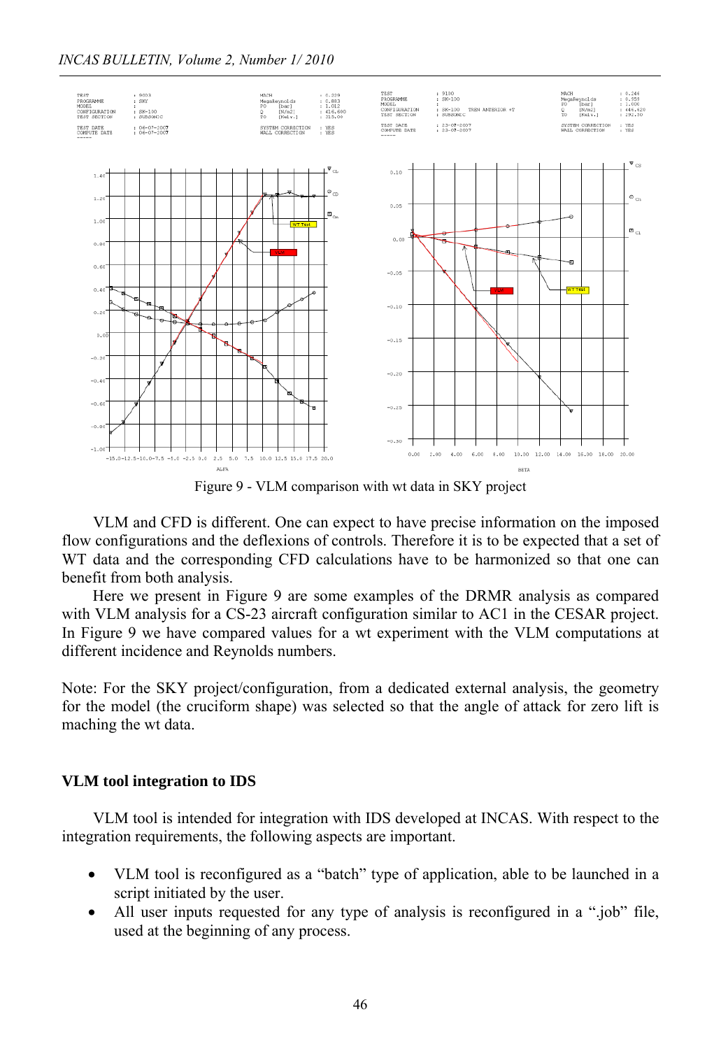Figure 9 - VLM comparison with wt data in SKY project

VLM and CFD is different. One can expect to have precise information on the imposed flow configurations and the deflexions of controls. Therefore it is to be expected that a set of WT data and the corresponding CFD calculations have to be harmonized so that one can benefit from both analysis.

Here we present in Figure 9 are some examples of the DRMR analysis as compared with VLM analysis for a CS-23 aircraft configuration similar to AC1 in the CESAR project. In Figure 9 we have compared values for a wt experiment with the VLM computations at different incidence and Reynolds numbers.

Note: For the SKY project/configuration, from a dedicated external analysis, the geometry for the model (the cruciform shape) was selected so that the angle of attack for zero lift is maching the wt data.

### VLM tool integration to IDS

VLM tool is intended for integration with IDS developed at INCAS. With respect to the integration requirements, the following aspects are important.

- VLM tool is reconfigured as a “batch” type of application, able to be launched in a script initiated by the user.
- All user inputs requested for any type of analysis is reconfigured in a “.job” file, used at the beginning of any process.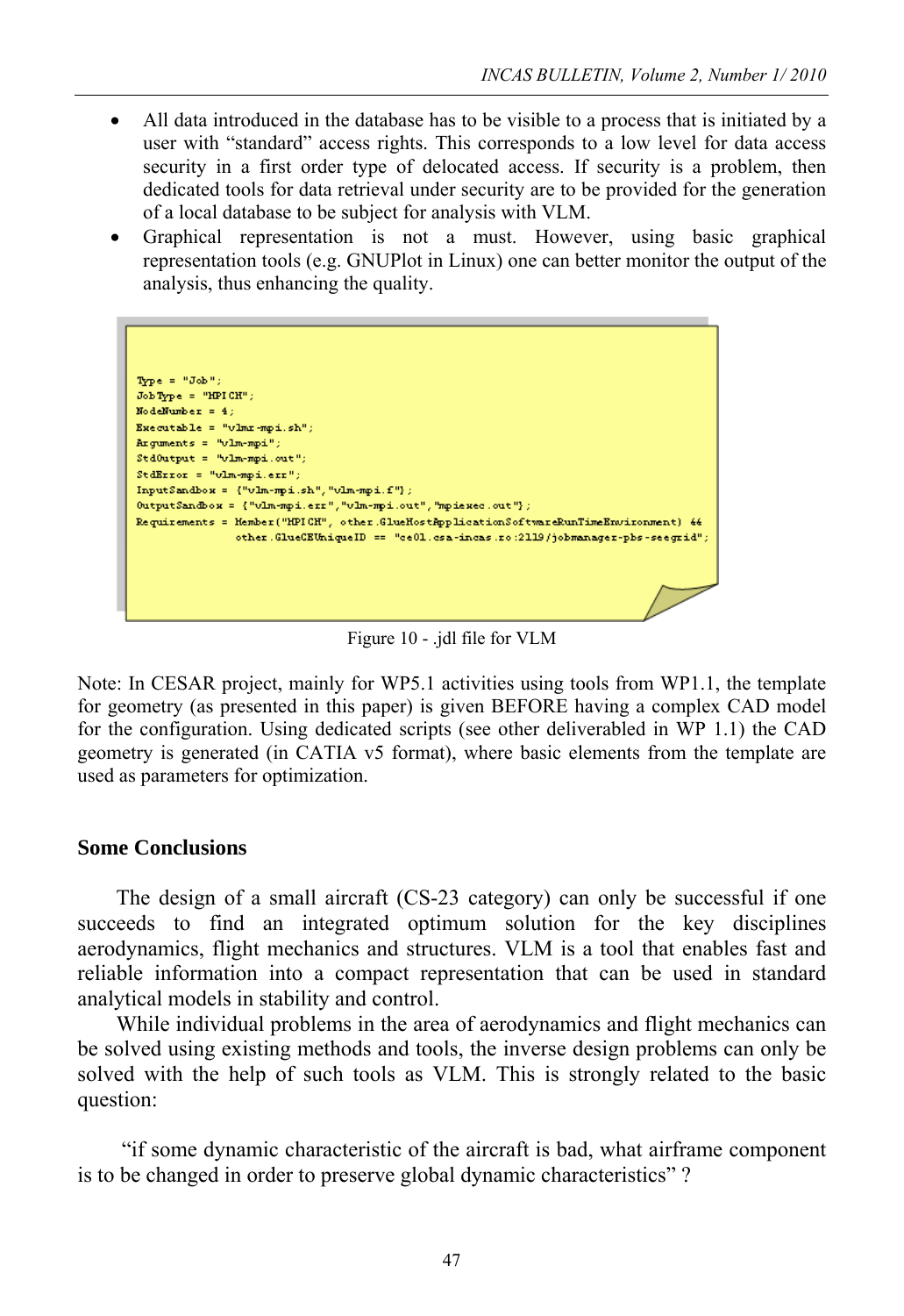- All data introduced in the database has to be visible to a process that is initiated by a user with "standard" access rights. This corresponds to a low level for data access security in a first order type of delocated access. If security is a problem, then dedicated tools for data retrieval under security are to be provided for the generation of a local database to be subject for analysis with VLM.
- Graphical representation is not a must. However, using basic graphical representation tools (e.g. GNUPlot in Linux) one can better monitor the output of the analysis, thus enhancing the quality.

```
Type = "Job";
JobType = "MPICH";
NodeNumber = 4;
Executable = "vlmr-mpi.sh";
Arguments = "vlm-mpi";
StdOutput = "vlm-mpi.out";
StdError = "vlm-mpi.err";
InputSandbox = {"vlm-mpi.sh","vlm-mpi.f"};
OutputSandbox = {"vlm-mpi.err","vlm-mpi.out","mpiexec.out"};
Requirements = Member("MPICH", other.GlueHostApplicationSoftwareRunTimeEnvironment) &&
               other.GlueCEUniqueID == "ce01.csa-incas.ro:2119/jobmanager-pbs-seegrid";
```

Figure 10 - .jdl file for VLM

Note: In CESAR project, mainly for WP5.1 activities using tools from WP1.1, the template for geometry (as presented in this paper) is given BEFORE having a complex CAD model for the configuration. Using dedicated scripts (see other deliverabled in WP 1.1) the CAD geometry is generated (in CATIA v5 format), where basic elements from the template are used as parameters for optimization.

## Some Conclusions

The design of a small aircraft (CS-23 category) can only be successful if one succeeds to find an integrated optimum solution for the key disciplines aerodynamics, flight mechanics and structures. VLM is a tool that enables fast and reliable information into a compact representation that can be used in standard analytical models in stability and control.

While individual problems in the area of aerodynamics and flight mechanics can be solved using existing methods and tools, the inverse design problems can only be solved with the help of such tools as VLM. This is strongly related to the basic question:

"if some dynamic characteristic of the aircraft is bad, what airframe component is to be changed in order to preserve global dynamic characteristics" ?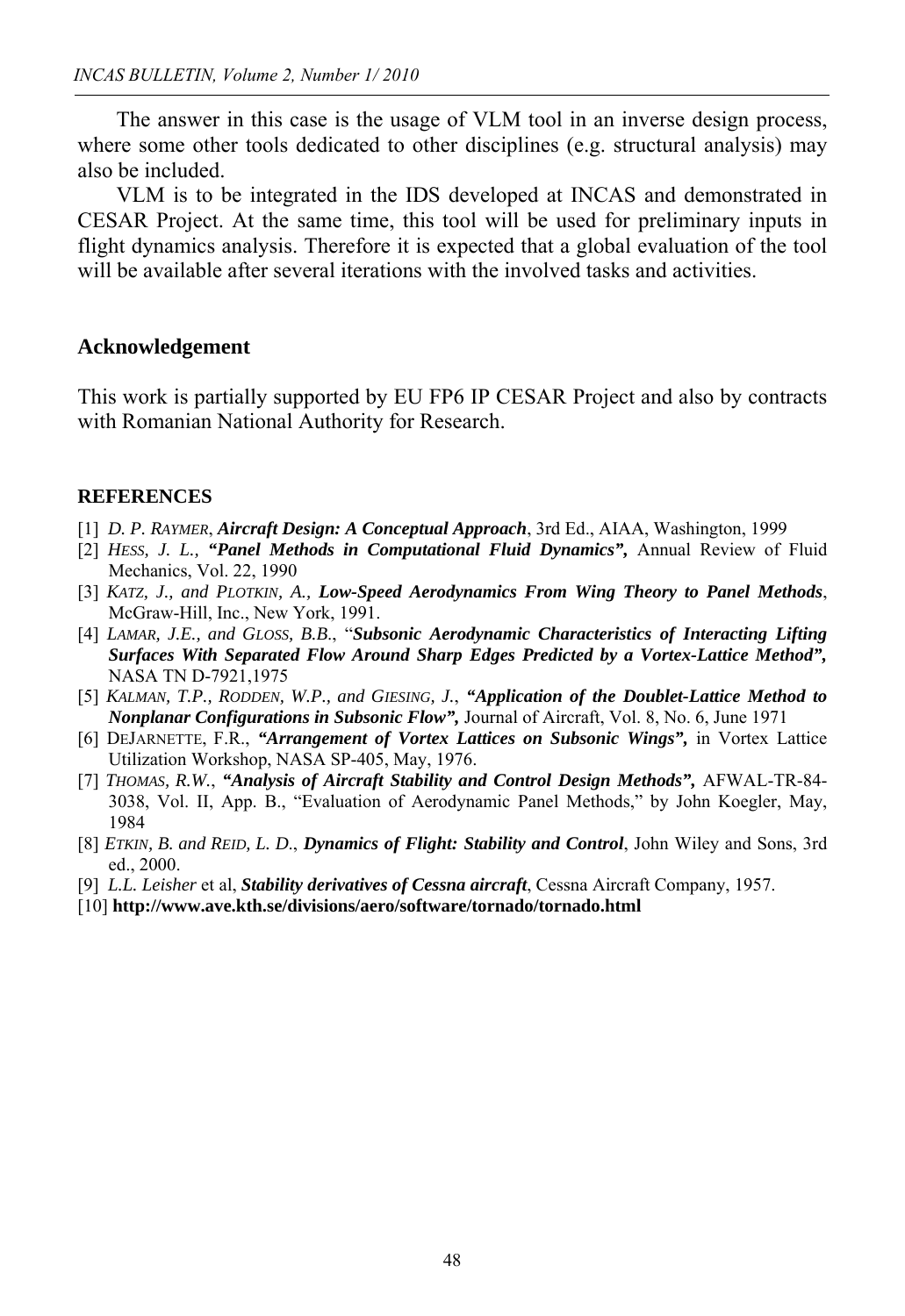The answer in this case is the usage of VLM tool in an inverse design process, where some other tools dedicated to other disciplines (e.g. structural analysis) may also be included.

VLM is to be integrated in the IDS developed at INCAS and demonstrated in CESAR Project. At the same time, this tool will be used for preliminary inputs in flight dynamics analysis. Therefore it is expected that a global evaluation of the tool will be available after several iterations with the involved tasks and activities.

## Acknowledgement

This work is partially supported by EU FP6 IP CESAR Project and also by contracts with Romanian National Authority for Research.

## REFERENCES

[1] *D. P. RAYMER*, ***Aircraft Design: A Conceptual Approach***, 3rd Ed., AIAA, Washington, 1999

[2] *HESS, J. L.*, ***"Panel Methods in Computational Fluid Dynamics",*** Annual Review of Fluid Mechanics, Vol. 22, 1990

[3] *KATZ, J., and PLOTKIN, A.,* ***Low-Speed Aerodynamics From Wing Theory to Panel Methods***, McGraw-Hill, Inc., New York, 1991.

[4] *LAMAR, J.E., and GLOSS, B.B.*, "***Subsonic Aerodynamic Characteristics of Interacting Lifting Surfaces With Separated Flow Around Sharp Edges Predicted by a Vortex-Lattice Method",*** NASA TN D-7921,1975

[5] *KALMAN, T.P., RODDEN, W.P., and GIESING, J.*, ***"Application of the Doublet-Lattice Method to Nonplanar Configurations in Subsonic Flow",*** Journal of Aircraft, Vol. 8, No. 6, June 1971

[6] DEJARNETTE, F.R., ***"Arrangement of Vortex Lattices on Subsonic Wings",*** in Vortex Lattice Utilization Workshop, NASA SP-405, May, 1976.

[7] *THOMAS, R.W.*, ***"Analysis of Aircraft Stability and Control Design Methods",*** AFWAL-TR-84-3038, Vol. II, App. B., "Evaluation of Aerodynamic Panel Methods," by John Koegler, May, 1984

[8] *ETKIN, B. and REID, L. D.*, ***Dynamics of Flight: Stability and Control***, John Wiley and Sons, 3rd ed., 2000.

[9] *L.L. Leisher* et al, ***Stability derivatives of Cessna aircraft***, Cessna Aircraft Company, 1957.

[10] **http://www.ave.kth.se/divisions/aero/software/tornado/tornado.html**